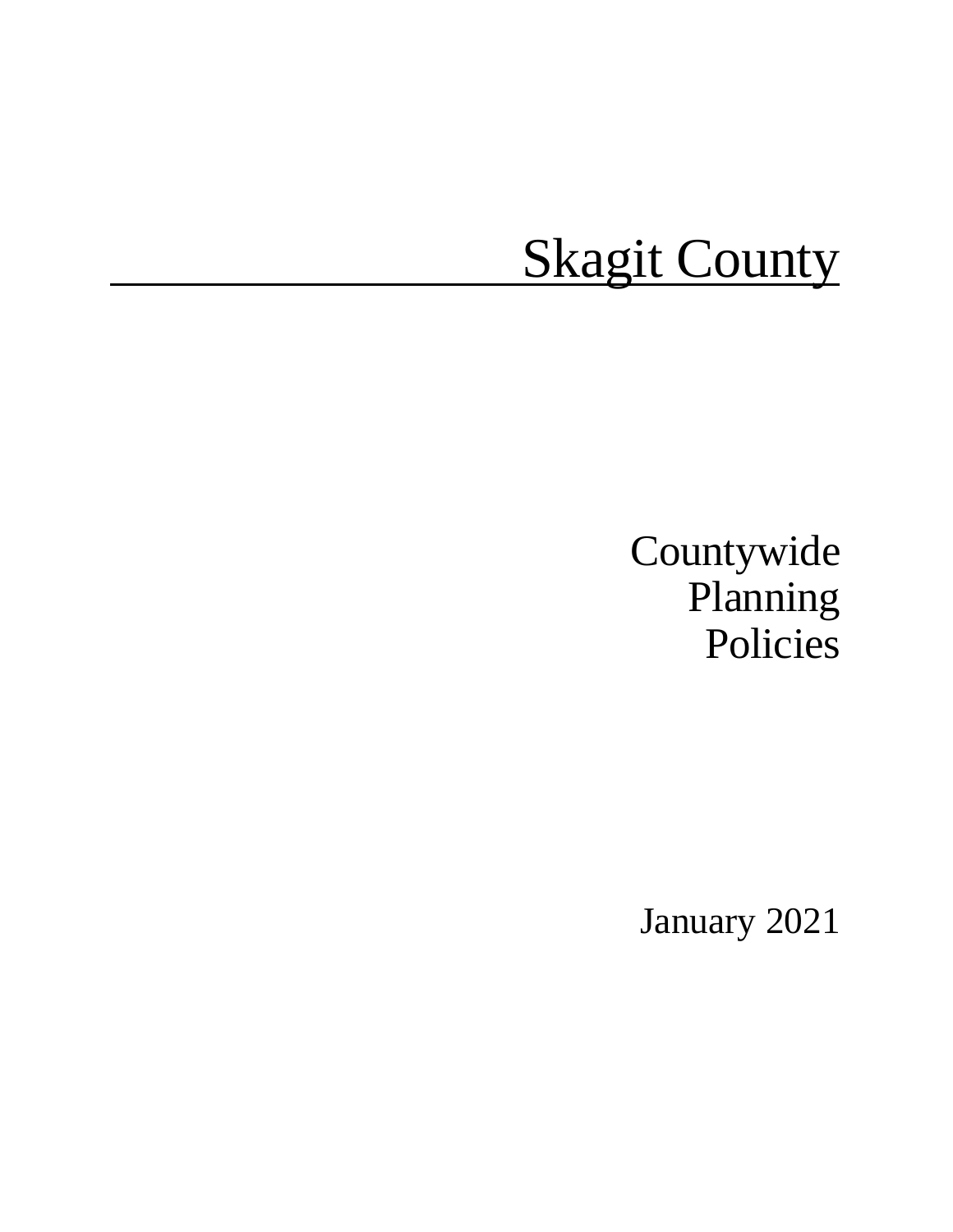# Skagit County

## Countywide Planning Policies

January 2021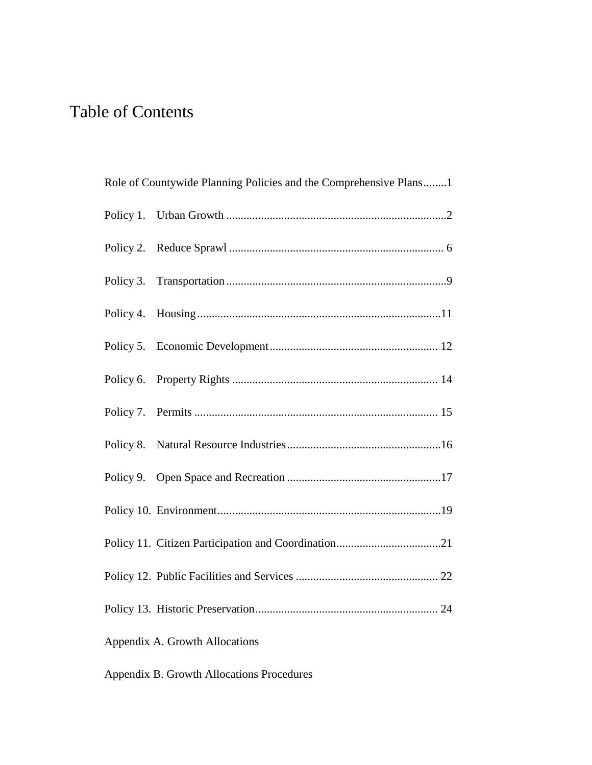# Table of Contents

Role of Countywide Planning Policies and the Comprehensive Plans........1

Policy 1. Urban Growth ...........................................................................2

Policy 2. Reduce Sprawl ......................................................................... 6

Policy 3. Transportation ...........................................................................9

Policy 4. Housing....................................................................................11

Policy 5. Economic Development.......................................................... 12

Policy 6. Property Rights ....................................................................... 14

Policy 7. Permits .................................................................................... 15

Policy 8. Natural Resource Industries.....................................................16

Policy 9. Open Space and Recreation .....................................................17

Policy 10. Environment.............................................................................19

Policy 11. Citizen Participation and Coordination....................................21

Policy 12. Public Facilities and Services ................................................. 22

Policy 13. Historic Preservation............................................................... 24

Appendix A. Growth Allocations

Appendix B. Growth Allocations Procedures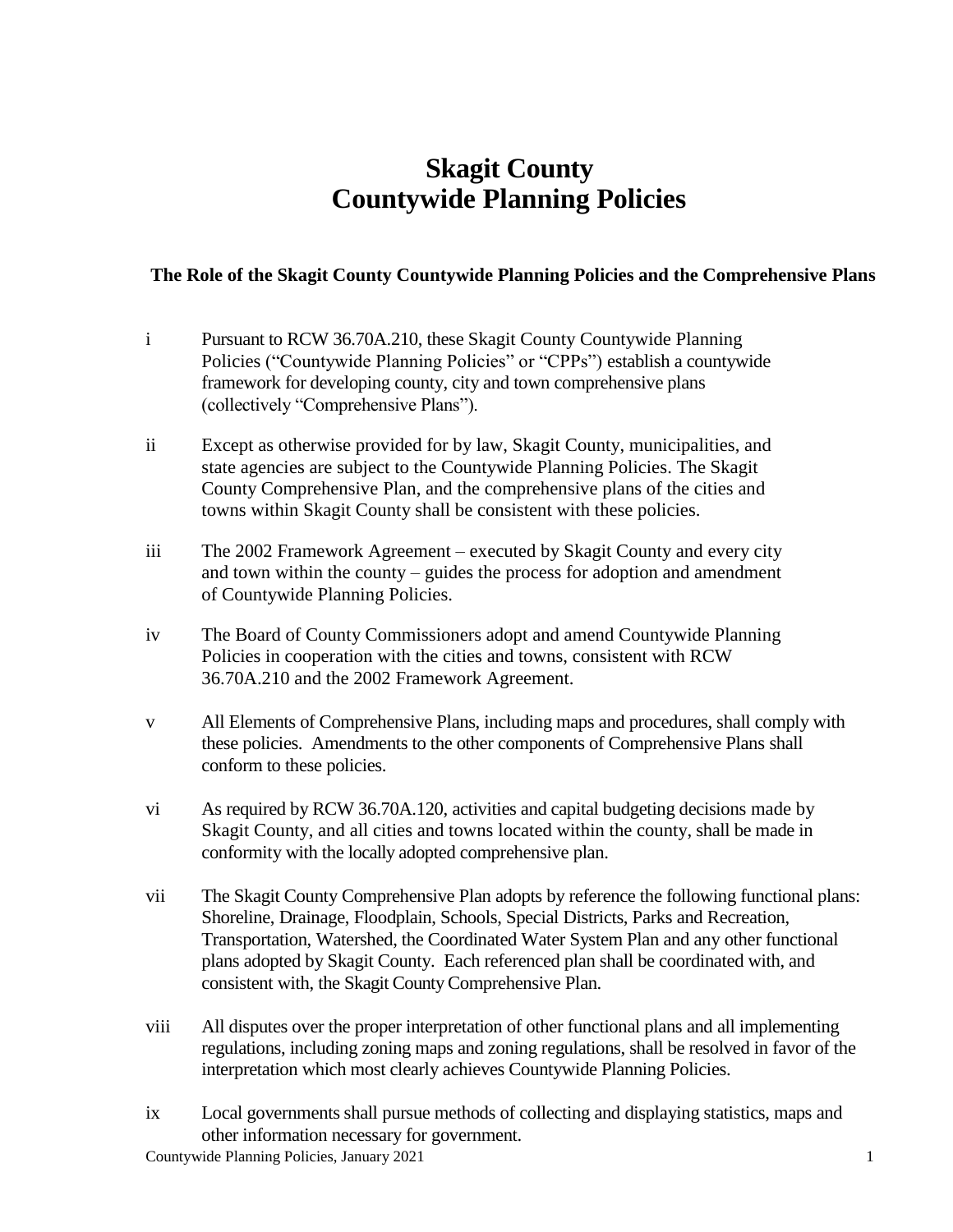# Skagit County
# Countywide Planning Policies

### The Role of the Skagit County Countywide Planning Policies and the Comprehensive Plans

i Pursuant to RCW 36.70A.210, these Skagit County Countywide Planning Policies ("Countywide Planning Policies" or "CPPs") establish a countywide framework for developing county, city and town comprehensive plans (collectively "Comprehensive Plans").

ii Except as otherwise provided for by law, Skagit County, municipalities, and state agencies are subject to the Countywide Planning Policies. The Skagit County Comprehensive Plan, and the comprehensive plans of the cities and towns within Skagit County shall be consistent with these policies.

iii The 2002 Framework Agreement – executed by Skagit County and every city and town within the county – guides the process for adoption and amendment of Countywide Planning Policies.

iv The Board of County Commissioners adopt and amend Countywide Planning Policies in cooperation with the cities and towns, consistent with RCW 36.70A.210 and the 2002 Framework Agreement.

v All Elements of Comprehensive Plans, including maps and procedures, shall comply with these policies. Amendments to the other components of Comprehensive Plans shall conform to these policies.

vi As required by RCW 36.70A.120, activities and capital budgeting decisions made by Skagit County, and all cities and towns located within the county, shall be made in conformity with the locally adopted comprehensive plan.

vii The Skagit County Comprehensive Plan adopts by reference the following functional plans: Shoreline, Drainage, Floodplain, Schools, Special Districts, Parks and Recreation, Transportation, Watershed, the Coordinated Water System Plan and any other functional plans adopted by Skagit County. Each referenced plan shall be coordinated with, and consistent with, the Skagit County Comprehensive Plan.

viii All disputes over the proper interpretation of other functional plans and all implementing regulations, including zoning maps and zoning regulations, shall be resolved in favor of the interpretation which most clearly achieves Countywide Planning Policies.

ix Local governments shall pursue methods of collecting and displaying statistics, maps and other information necessary for government.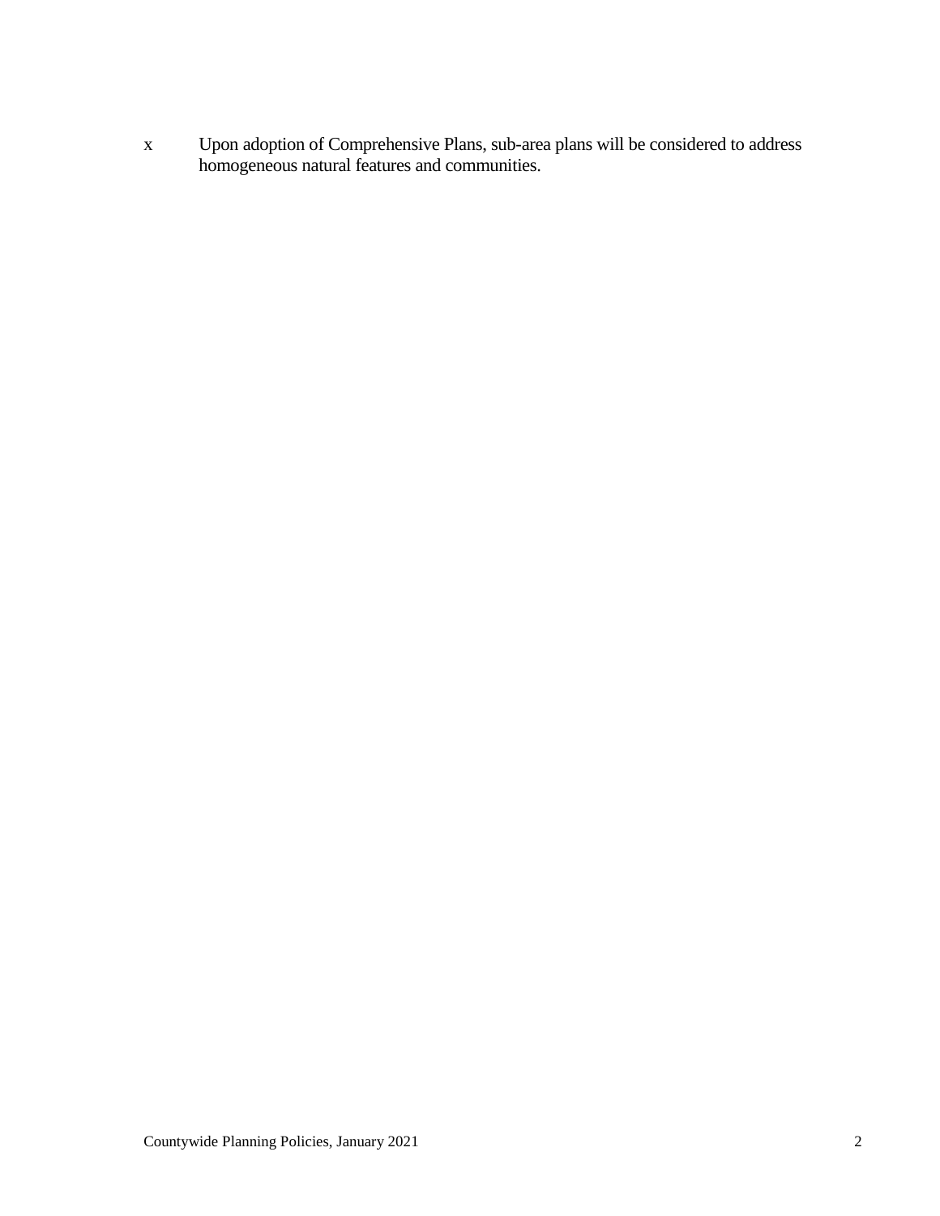x Upon adoption of Comprehensive Plans, sub-area plans will be considered to address homogeneous natural features and communities.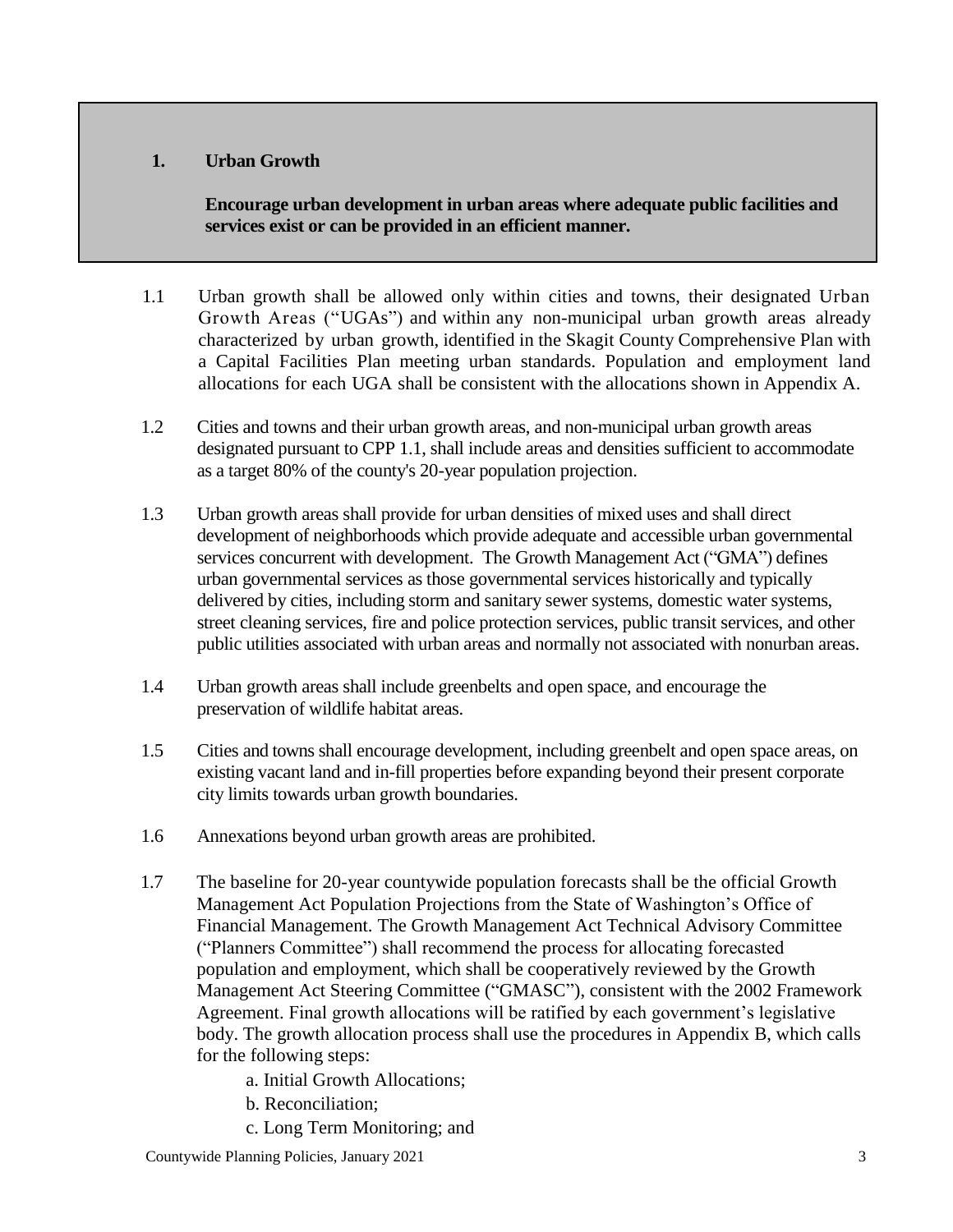## 1. Urban Growth

**Encourage urban development in urban areas where adequate public facilities and services exist or can be provided in an efficient manner.**

1.1 Urban growth shall be allowed only within cities and towns, their designated Urban Growth Areas ("UGAs") and within any non-municipal urban growth areas already characterized by urban growth, identified in the Skagit County Comprehensive Plan with a Capital Facilities Plan meeting urban standards. Population and employment land allocations for each UGA shall be consistent with the allocations shown in Appendix A.

1.2 Cities and towns and their urban growth areas, and non-municipal urban growth areas designated pursuant to CPP 1.1, shall include areas and densities sufficient to accommodate as a target 80% of the county's 20-year population projection.

1.3 Urban growth areas shall provide for urban densities of mixed uses and shall direct development of neighborhoods which provide adequate and accessible urban governmental services concurrent with development. The Growth Management Act ("GMA") defines urban governmental services as those governmental services historically and typically delivered by cities, including storm and sanitary sewer systems, domestic water systems, street cleaning services, fire and police protection services, public transit services, and other public utilities associated with urban areas and normally not associated with nonurban areas.

1.4 Urban growth areas shall include greenbelts and open space, and encourage the preservation of wildlife habitat areas.

1.5 Cities and towns shall encourage development, including greenbelt and open space areas, on existing vacant land and in-fill properties before expanding beyond their present corporate city limits towards urban growth boundaries.

1.6 Annexations beyond urban growth areas are prohibited.

1.7 The baseline for 20-year countywide population forecasts shall be the official Growth Management Act Population Projections from the State of Washington's Office of Financial Management. The Growth Management Act Technical Advisory Committee ("Planners Committee") shall recommend the process for allocating forecasted population and employment, which shall be cooperatively reviewed by the Growth Management Act Steering Committee ("GMASC"), consistent with the 2002 Framework Agreement. Final growth allocations will be ratified by each government's legislative body. The growth allocation process shall use the procedures in Appendix B, which calls for the following steps:

   a. Initial Growth Allocations;
   b. Reconciliation;
   c. Long Term Monitoring; and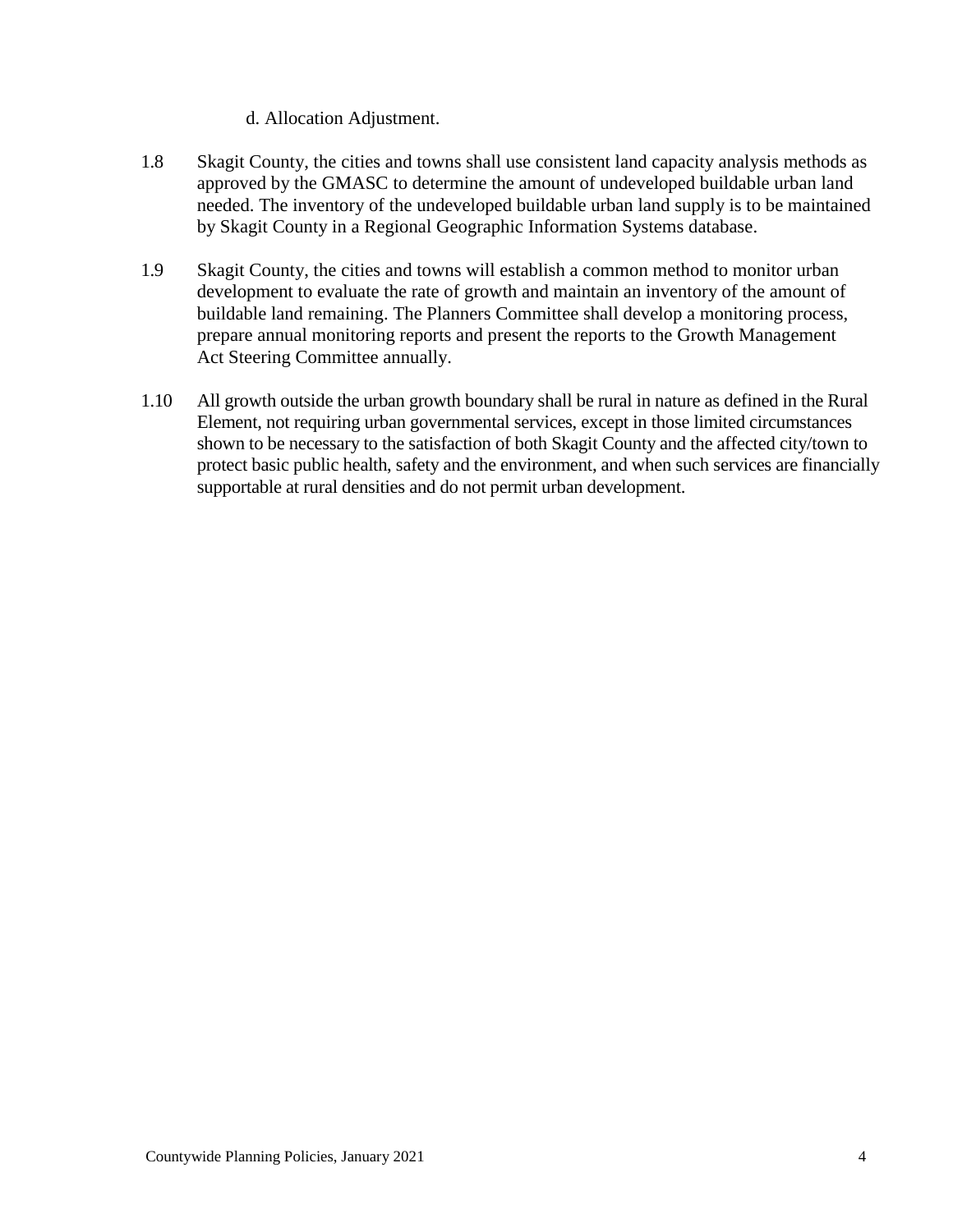d. Allocation Adjustment.

1.8 Skagit County, the cities and towns shall use consistent land capacity analysis methods as approved by the GMASC to determine the amount of undeveloped buildable urban land needed. The inventory of the undeveloped buildable urban land supply is to be maintained by Skagit County in a Regional Geographic Information Systems database.

1.9 Skagit County, the cities and towns will establish a common method to monitor urban development to evaluate the rate of growth and maintain an inventory of the amount of buildable land remaining. The Planners Committee shall develop a monitoring process, prepare annual monitoring reports and present the reports to the Growth Management Act Steering Committee annually.

1.10 All growth outside the urban growth boundary shall be rural in nature as defined in the Rural Element, not requiring urban governmental services, except in those limited circumstances shown to be necessary to the satisfaction of both Skagit County and the affected city/town to protect basic public health, safety and the environment, and when such services are financially supportable at rural densities and do not permit urban development.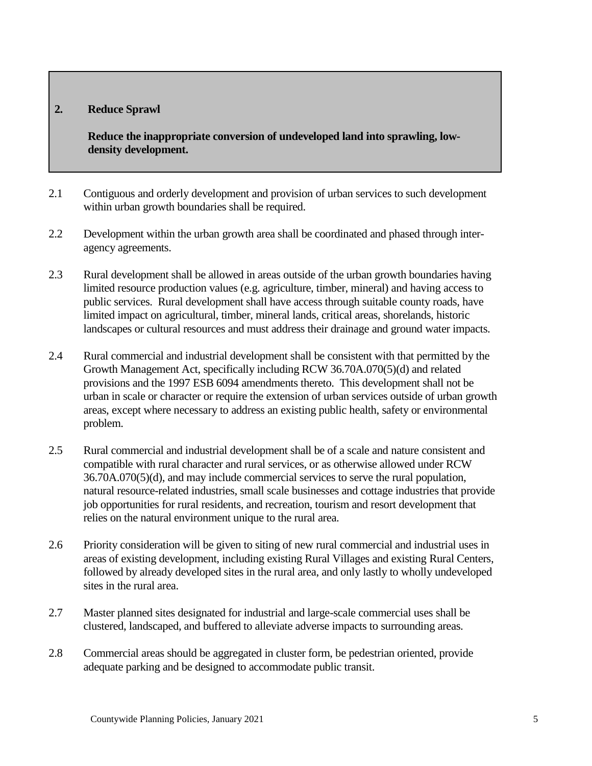## 2. Reduce Sprawl

**Reduce the inappropriate conversion of undeveloped land into sprawling, low-density development.**

2.1 Contiguous and orderly development and provision of urban services to such development within urban growth boundaries shall be required.

2.2 Development within the urban growth area shall be coordinated and phased through inter-agency agreements.

2.3 Rural development shall be allowed in areas outside of the urban growth boundaries having limited resource production values (e.g. agriculture, timber, mineral) and having access to public services. Rural development shall have access through suitable county roads, have limited impact on agricultural, timber, mineral lands, critical areas, shorelands, historic landscapes or cultural resources and must address their drainage and ground water impacts.

2.4 Rural commercial and industrial development shall be consistent with that permitted by the Growth Management Act, specifically including RCW 36.70A.070(5)(d) and related provisions and the 1997 ESB 6094 amendments thereto. This development shall not be urban in scale or character or require the extension of urban services outside of urban growth areas, except where necessary to address an existing public health, safety or environmental problem.

2.5 Rural commercial and industrial development shall be of a scale and nature consistent and compatible with rural character and rural services, or as otherwise allowed under RCW 36.70A.070(5)(d), and may include commercial services to serve the rural population, natural resource-related industries, small scale businesses and cottage industries that provide job opportunities for rural residents, and recreation, tourism and resort development that relies on the natural environment unique to the rural area.

2.6 Priority consideration will be given to siting of new rural commercial and industrial uses in areas of existing development, including existing Rural Villages and existing Rural Centers, followed by already developed sites in the rural area, and only lastly to wholly undeveloped sites in the rural area.

2.7 Master planned sites designated for industrial and large-scale commercial uses shall be clustered, landscaped, and buffered to alleviate adverse impacts to surrounding areas.

2.8 Commercial areas should be aggregated in cluster form, be pedestrian oriented, provide adequate parking and be designed to accommodate public transit.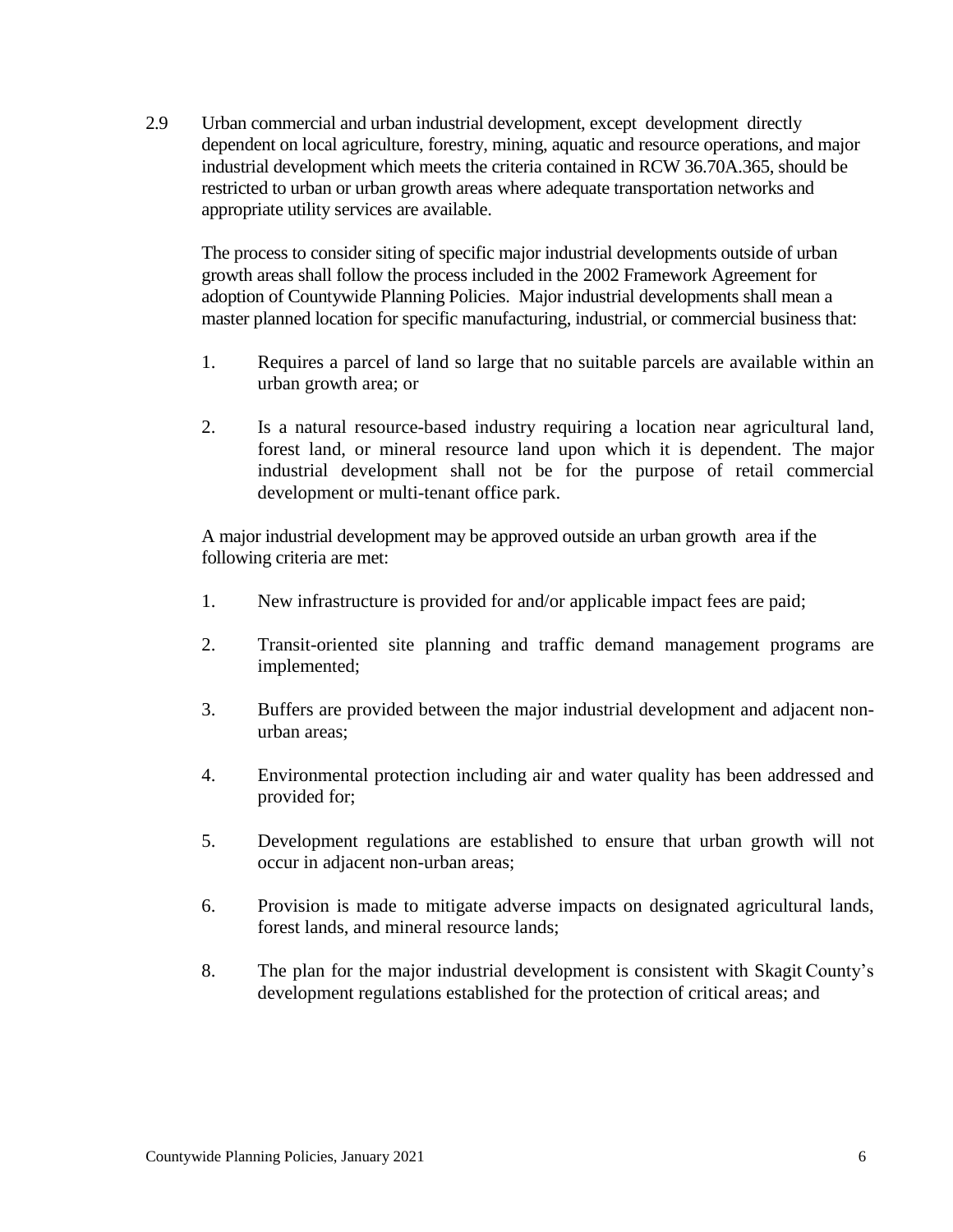2.9 Urban commercial and urban industrial development, except development directly dependent on local agriculture, forestry, mining, aquatic and resource operations, and major industrial development which meets the criteria contained in RCW 36.70A.365, should be restricted to urban or urban growth areas where adequate transportation networks and appropriate utility services are available.

The process to consider siting of specific major industrial developments outside of urban growth areas shall follow the process included in the 2002 Framework Agreement for adoption of Countywide Planning Policies. Major industrial developments shall mean a master planned location for specific manufacturing, industrial, or commercial business that:

1. Requires a parcel of land so large that no suitable parcels are available within an urban growth area; or

2. Is a natural resource-based industry requiring a location near agricultural land, forest land, or mineral resource land upon which it is dependent. The major industrial development shall not be for the purpose of retail commercial development or multi-tenant office park.

A major industrial development may be approved outside an urban growth area if the following criteria are met:

1. New infrastructure is provided for and/or applicable impact fees are paid;

2. Transit-oriented site planning and traffic demand management programs are implemented;

3. Buffers are provided between the major industrial development and adjacent non-urban areas;

4. Environmental protection including air and water quality has been addressed and provided for;

5. Development regulations are established to ensure that urban growth will not occur in adjacent non-urban areas;

6. Provision is made to mitigate adverse impacts on designated agricultural lands, forest lands, and mineral resource lands;

8. The plan for the major industrial development is consistent with Skagit County's development regulations established for the protection of critical areas; and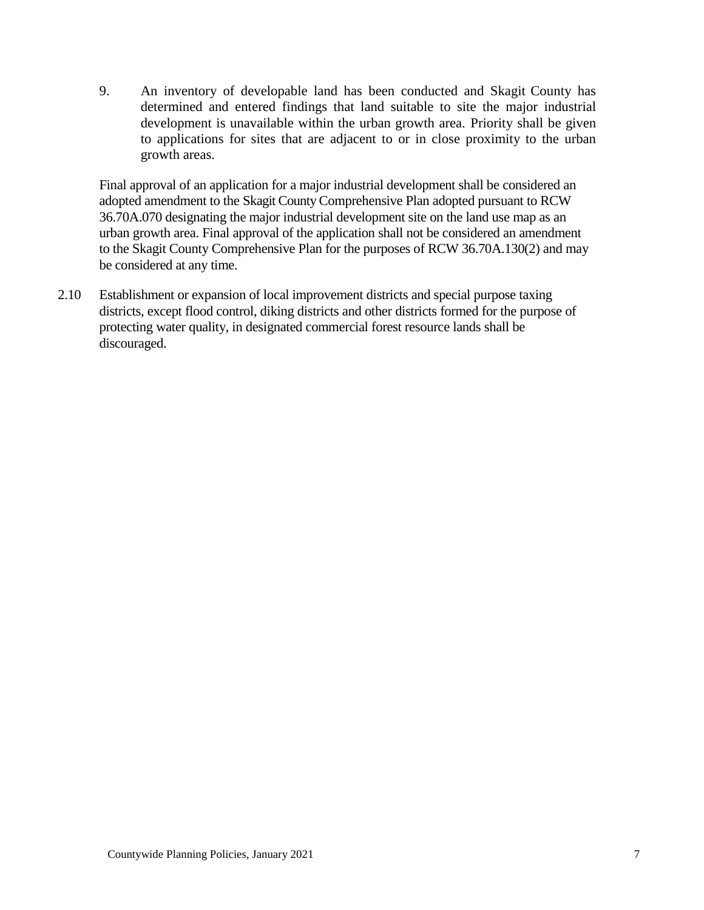9. An inventory of developable land has been conducted and Skagit County has determined and entered findings that land suitable to site the major industrial development is unavailable within the urban growth area. Priority shall be given to applications for sites that are adjacent to or in close proximity to the urban growth areas.

Final approval of an application for a major industrial development shall be considered an adopted amendment to the Skagit County Comprehensive Plan adopted pursuant to RCW 36.70A.070 designating the major industrial development site on the land use map as an urban growth area. Final approval of the application shall not be considered an amendment to the Skagit County Comprehensive Plan for the purposes of RCW 36.70A.130(2) and may be considered at any time.

2.10 Establishment or expansion of local improvement districts and special purpose taxing districts, except flood control, diking districts and other districts formed for the purpose of protecting water quality, in designated commercial forest resource lands shall be discouraged.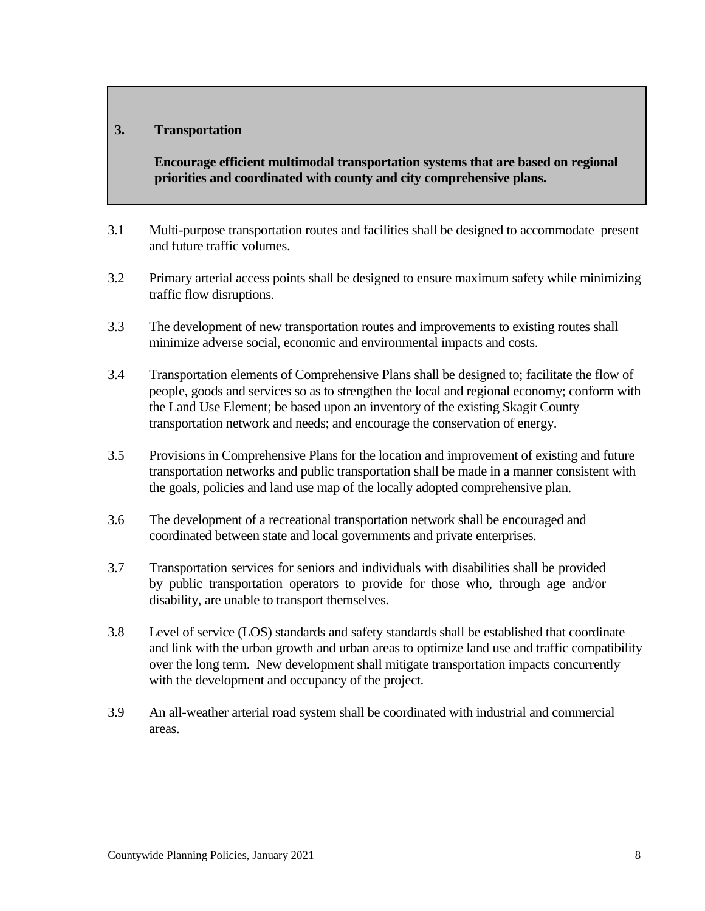## 3. Transportation

**Encourage efficient multimodal transportation systems that are based on regional priorities and coordinated with county and city comprehensive plans.**

3.1 Multi-purpose transportation routes and facilities shall be designed to accommodate present and future traffic volumes.

3.2 Primary arterial access points shall be designed to ensure maximum safety while minimizing traffic flow disruptions.

3.3 The development of new transportation routes and improvements to existing routes shall minimize adverse social, economic and environmental impacts and costs.

3.4 Transportation elements of Comprehensive Plans shall be designed to; facilitate the flow of people, goods and services so as to strengthen the local and regional economy; conform with the Land Use Element; be based upon an inventory of the existing Skagit County transportation network and needs; and encourage the conservation of energy.

3.5 Provisions in Comprehensive Plans for the location and improvement of existing and future transportation networks and public transportation shall be made in a manner consistent with the goals, policies and land use map of the locally adopted comprehensive plan.

3.6 The development of a recreational transportation network shall be encouraged and coordinated between state and local governments and private enterprises.

3.7 Transportation services for seniors and individuals with disabilities shall be provided by public transportation operators to provide for those who, through age and/or disability, are unable to transport themselves.

3.8 Level of service (LOS) standards and safety standards shall be established that coordinate and link with the urban growth and urban areas to optimize land use and traffic compatibility over the long term. New development shall mitigate transportation impacts concurrently with the development and occupancy of the project.

3.9 An all-weather arterial road system shall be coordinated with industrial and commercial areas.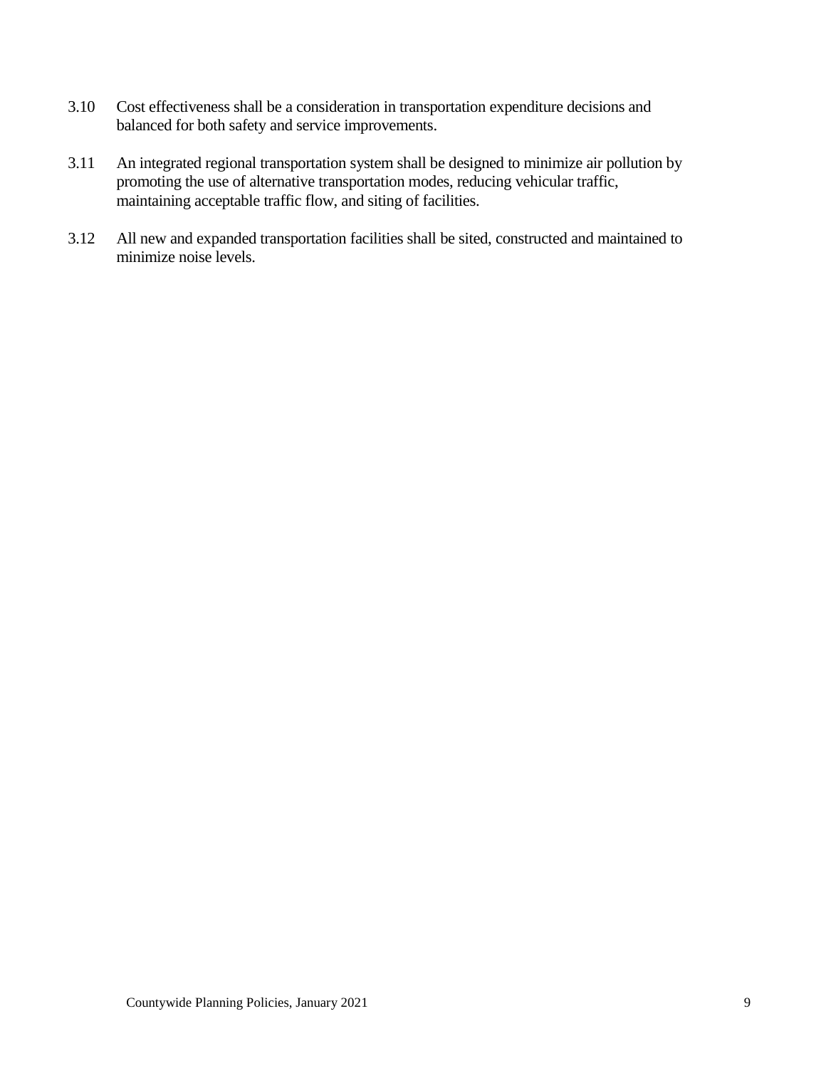3.10 Cost effectiveness shall be a consideration in transportation expenditure decisions and balanced for both safety and service improvements.

3.11 An integrated regional transportation system shall be designed to minimize air pollution by promoting the use of alternative transportation modes, reducing vehicular traffic, maintaining acceptable traffic flow, and siting of facilities.

3.12 All new and expanded transportation facilities shall be sited, constructed and maintained to minimize noise levels.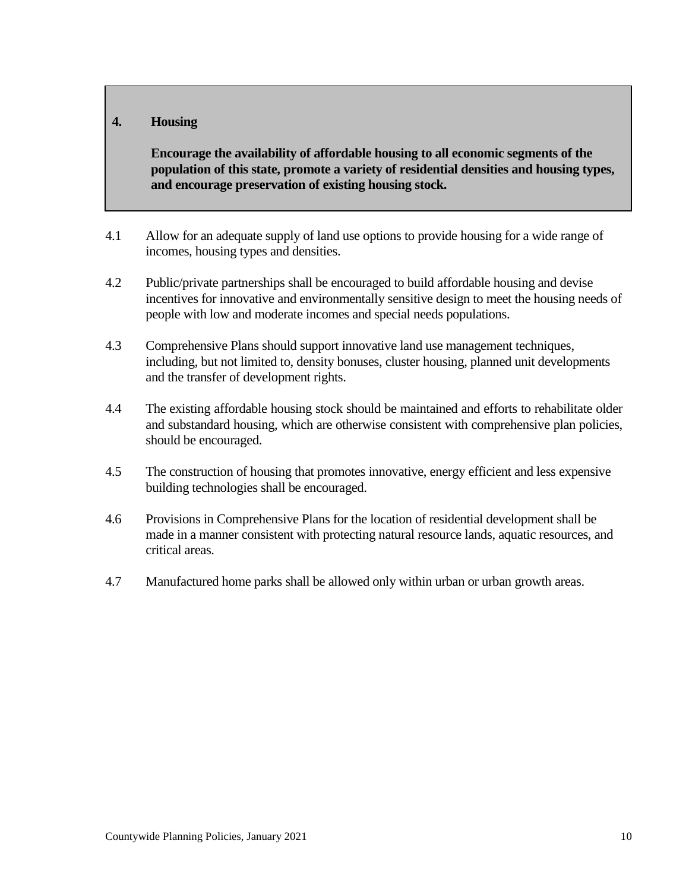## 4. Housing

**Encourage the availability of affordable housing to all economic segments of the population of this state, promote a variety of residential densities and housing types, and encourage preservation of existing housing stock.**

4.1 Allow for an adequate supply of land use options to provide housing for a wide range of incomes, housing types and densities.

4.2 Public/private partnerships shall be encouraged to build affordable housing and devise incentives for innovative and environmentally sensitive design to meet the housing needs of people with low and moderate incomes and special needs populations.

4.3 Comprehensive Plans should support innovative land use management techniques, including, but not limited to, density bonuses, cluster housing, planned unit developments and the transfer of development rights.

4.4 The existing affordable housing stock should be maintained and efforts to rehabilitate older and substandard housing, which are otherwise consistent with comprehensive plan policies, should be encouraged.

4.5 The construction of housing that promotes innovative, energy efficient and less expensive building technologies shall be encouraged.

4.6 Provisions in Comprehensive Plans for the location of residential development shall be made in a manner consistent with protecting natural resource lands, aquatic resources, and critical areas.

4.7 Manufactured home parks shall be allowed only within urban or urban growth areas.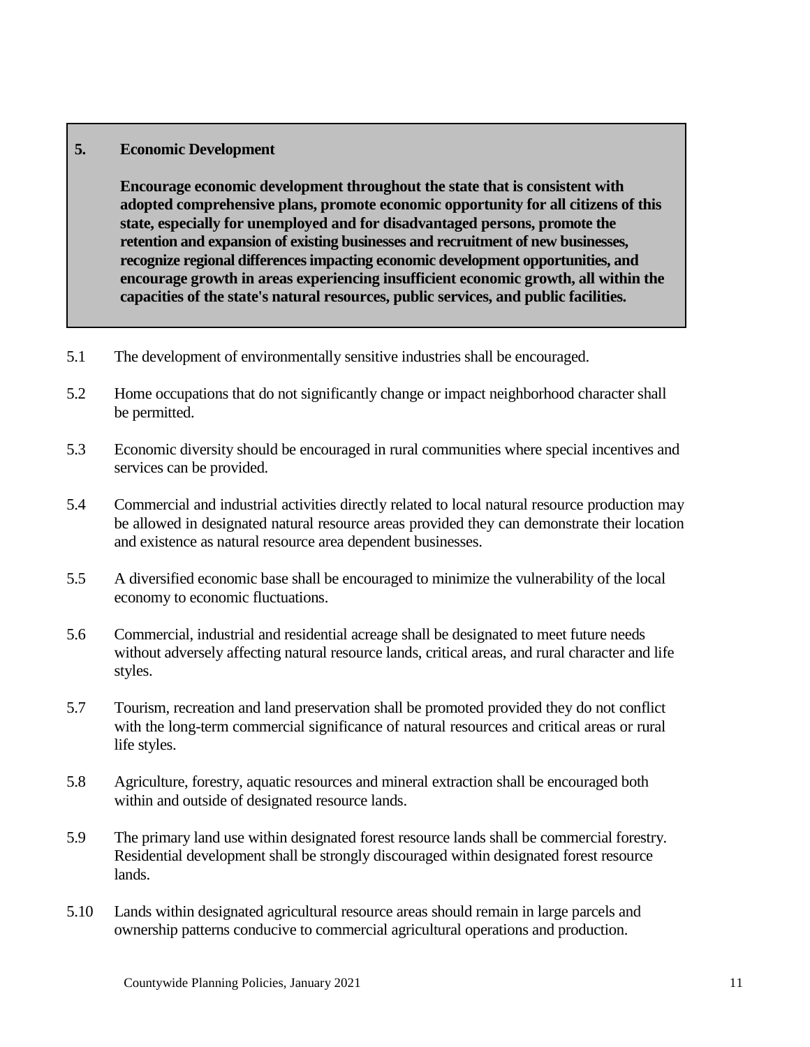## 5. Economic Development

**Encourage economic development throughout the state that is consistent with adopted comprehensive plans, promote economic opportunity for all citizens of this state, especially for unemployed and for disadvantaged persons, promote the retention and expansion of existing businesses and recruitment of new businesses, recognize regional differences impacting economic development opportunities, and encourage growth in areas experiencing insufficient economic growth, all within the capacities of the state's natural resources, public services, and public facilities.**

5.1 The development of environmentally sensitive industries shall be encouraged.

5.2 Home occupations that do not significantly change or impact neighborhood character shall be permitted.

5.3 Economic diversity should be encouraged in rural communities where special incentives and services can be provided.

5.4 Commercial and industrial activities directly related to local natural resource production may be allowed in designated natural resource areas provided they can demonstrate their location and existence as natural resource area dependent businesses.

5.5 A diversified economic base shall be encouraged to minimize the vulnerability of the local economy to economic fluctuations.

5.6 Commercial, industrial and residential acreage shall be designated to meet future needs without adversely affecting natural resource lands, critical areas, and rural character and life styles.

5.7 Tourism, recreation and land preservation shall be promoted provided they do not conflict with the long-term commercial significance of natural resources and critical areas or rural life styles.

5.8 Agriculture, forestry, aquatic resources and mineral extraction shall be encouraged both within and outside of designated resource lands.

5.9 The primary land use within designated forest resource lands shall be commercial forestry. Residential development shall be strongly discouraged within designated forest resource lands.

5.10 Lands within designated agricultural resource areas should remain in large parcels and ownership patterns conducive to commercial agricultural operations and production.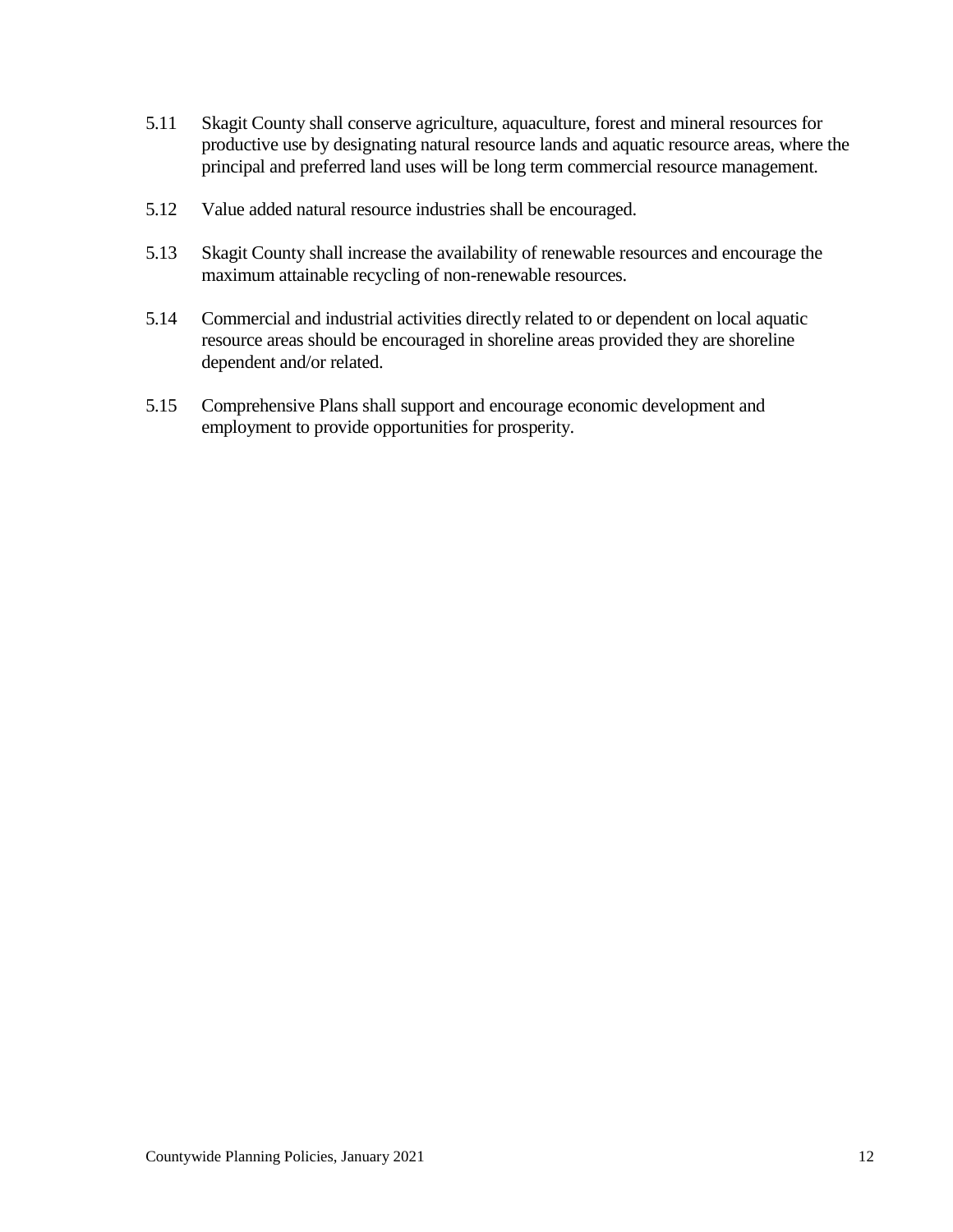5.11 Skagit County shall conserve agriculture, aquaculture, forest and mineral resources for productive use by designating natural resource lands and aquatic resource areas, where the principal and preferred land uses will be long term commercial resource management.

5.12 Value added natural resource industries shall be encouraged.

5.13 Skagit County shall increase the availability of renewable resources and encourage the maximum attainable recycling of non-renewable resources.

5.14 Commercial and industrial activities directly related to or dependent on local aquatic resource areas should be encouraged in shoreline areas provided they are shoreline dependent and/or related.

5.15 Comprehensive Plans shall support and encourage economic development and employment to provide opportunities for prosperity.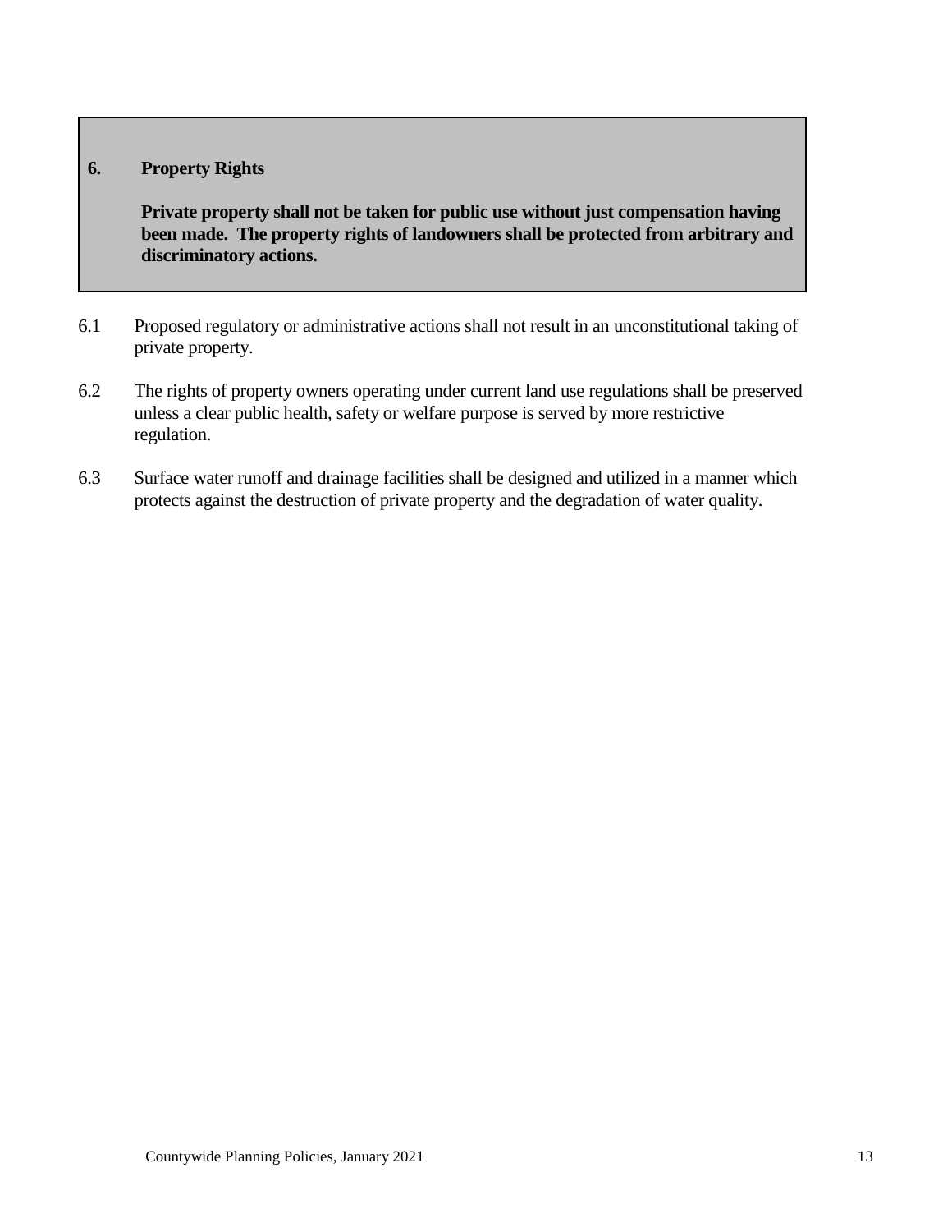## 6. Property Rights

**Private property shall not be taken for public use without just compensation having been made. The property rights of landowners shall be protected from arbitrary and discriminatory actions.**

6.1 Proposed regulatory or administrative actions shall not result in an unconstitutional taking of private property.

6.2 The rights of property owners operating under current land use regulations shall be preserved unless a clear public health, safety or welfare purpose is served by more restrictive regulation.

6.3 Surface water runoff and drainage facilities shall be designed and utilized in a manner which protects against the destruction of private property and the degradation of water quality.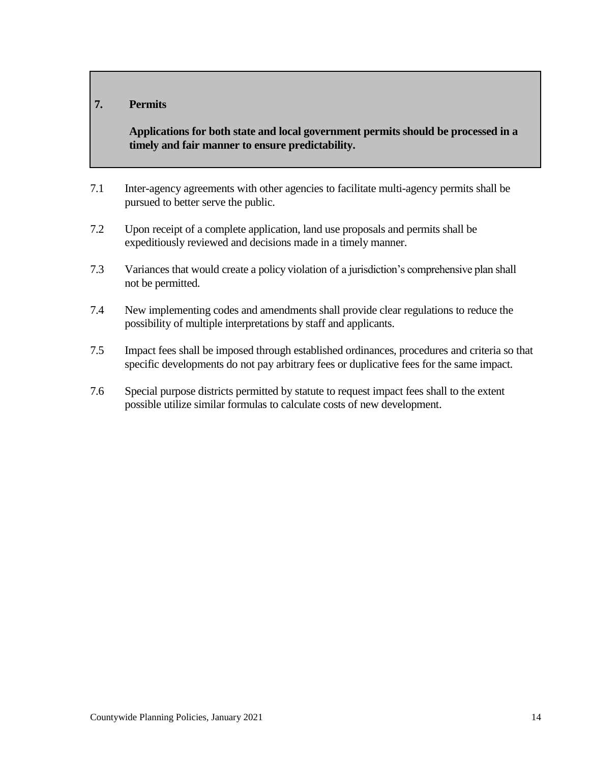## 7. Permits

**Applications for both state and local government permits should be processed in a timely and fair manner to ensure predictability.**

7.1 Inter-agency agreements with other agencies to facilitate multi-agency permits shall be pursued to better serve the public.

7.2 Upon receipt of a complete application, land use proposals and permits shall be expeditiously reviewed and decisions made in a timely manner.

7.3 Variances that would create a policy violation of a jurisdiction's comprehensive plan shall not be permitted.

7.4 New implementing codes and amendments shall provide clear regulations to reduce the possibility of multiple interpretations by staff and applicants.

7.5 Impact fees shall be imposed through established ordinances, procedures and criteria so that specific developments do not pay arbitrary fees or duplicative fees for the same impact.

7.6 Special purpose districts permitted by statute to request impact fees shall to the extent possible utilize similar formulas to calculate costs of new development.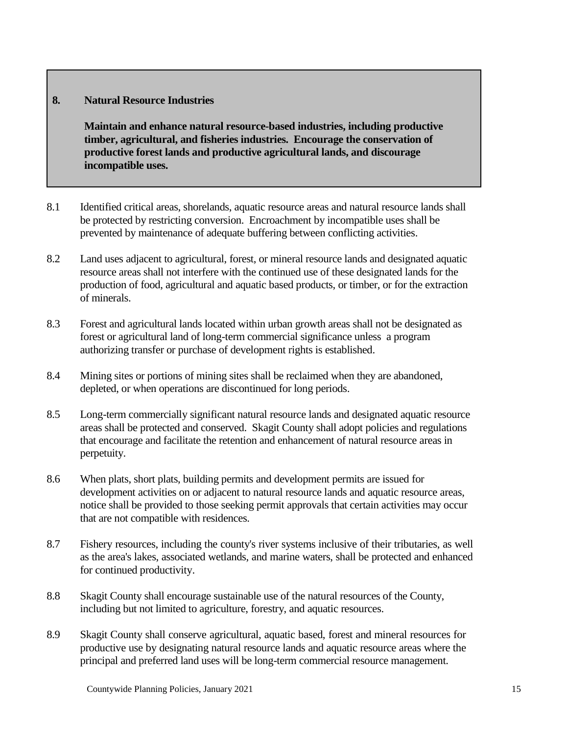## 8. Natural Resource Industries

**Maintain and enhance natural resource-based industries, including productive timber, agricultural, and fisheries industries. Encourage the conservation of productive forest lands and productive agricultural lands, and discourage incompatible uses.**

8.1 Identified critical areas, shorelands, aquatic resource areas and natural resource lands shall be protected by restricting conversion. Encroachment by incompatible uses shall be prevented by maintenance of adequate buffering between conflicting activities.

8.2 Land uses adjacent to agricultural, forest, or mineral resource lands and designated aquatic resource areas shall not interfere with the continued use of these designated lands for the production of food, agricultural and aquatic based products, or timber, or for the extraction of minerals.

8.3 Forest and agricultural lands located within urban growth areas shall not be designated as forest or agricultural land of long-term commercial significance unless a program authorizing transfer or purchase of development rights is established.

8.4 Mining sites or portions of mining sites shall be reclaimed when they are abandoned, depleted, or when operations are discontinued for long periods.

8.5 Long-term commercially significant natural resource lands and designated aquatic resource areas shall be protected and conserved. Skagit County shall adopt policies and regulations that encourage and facilitate the retention and enhancement of natural resource areas in perpetuity.

8.6 When plats, short plats, building permits and development permits are issued for development activities on or adjacent to natural resource lands and aquatic resource areas, notice shall be provided to those seeking permit approvals that certain activities may occur that are not compatible with residences.

8.7 Fishery resources, including the county's river systems inclusive of their tributaries, as well as the area's lakes, associated wetlands, and marine waters, shall be protected and enhanced for continued productivity.

8.8 Skagit County shall encourage sustainable use of the natural resources of the County, including but not limited to agriculture, forestry, and aquatic resources.

8.9 Skagit County shall conserve agricultural, aquatic based, forest and mineral resources for productive use by designating natural resource lands and aquatic resource areas where the principal and preferred land uses will be long-term commercial resource management.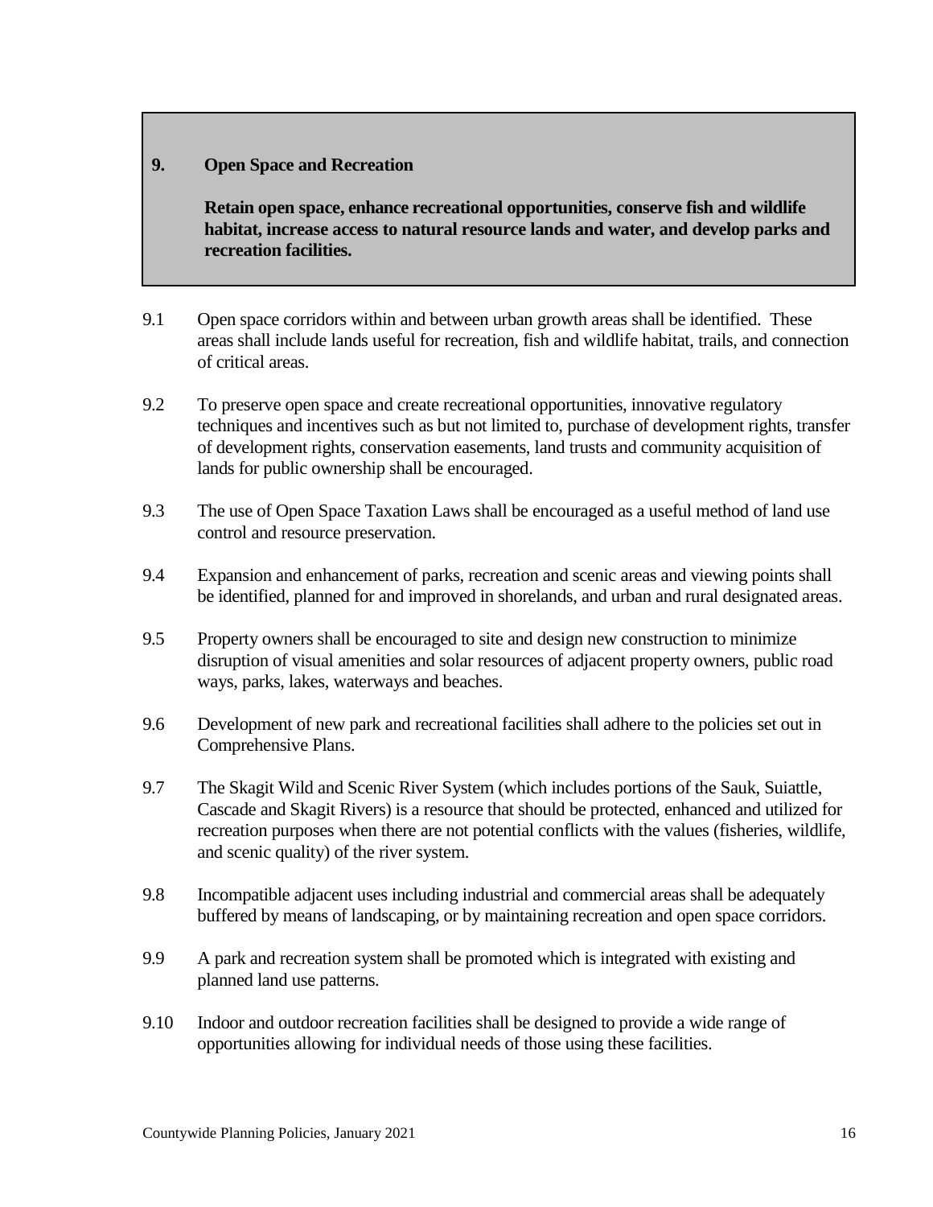## 9. Open Space and Recreation

**Retain open space, enhance recreational opportunities, conserve fish and wildlife habitat, increase access to natural resource lands and water, and develop parks and recreation facilities.**

9.1 Open space corridors within and between urban growth areas shall be identified. These areas shall include lands useful for recreation, fish and wildlife habitat, trails, and connection of critical areas.

9.2 To preserve open space and create recreational opportunities, innovative regulatory techniques and incentives such as but not limited to, purchase of development rights, transfer of development rights, conservation easements, land trusts and community acquisition of lands for public ownership shall be encouraged.

9.3 The use of Open Space Taxation Laws shall be encouraged as a useful method of land use control and resource preservation.

9.4 Expansion and enhancement of parks, recreation and scenic areas and viewing points shall be identified, planned for and improved in shorelands, and urban and rural designated areas.

9.5 Property owners shall be encouraged to site and design new construction to minimize disruption of visual amenities and solar resources of adjacent property owners, public road ways, parks, lakes, waterways and beaches.

9.6 Development of new park and recreational facilities shall adhere to the policies set out in Comprehensive Plans.

9.7 The Skagit Wild and Scenic River System (which includes portions of the Sauk, Suiattle, Cascade and Skagit Rivers) is a resource that should be protected, enhanced and utilized for recreation purposes when there are not potential conflicts with the values (fisheries, wildlife, and scenic quality) of the river system.

9.8 Incompatible adjacent uses including industrial and commercial areas shall be adequately buffered by means of landscaping, or by maintaining recreation and open space corridors.

9.9 A park and recreation system shall be promoted which is integrated with existing and planned land use patterns.

9.10 Indoor and outdoor recreation facilities shall be designed to provide a wide range of opportunities allowing for individual needs of those using these facilities.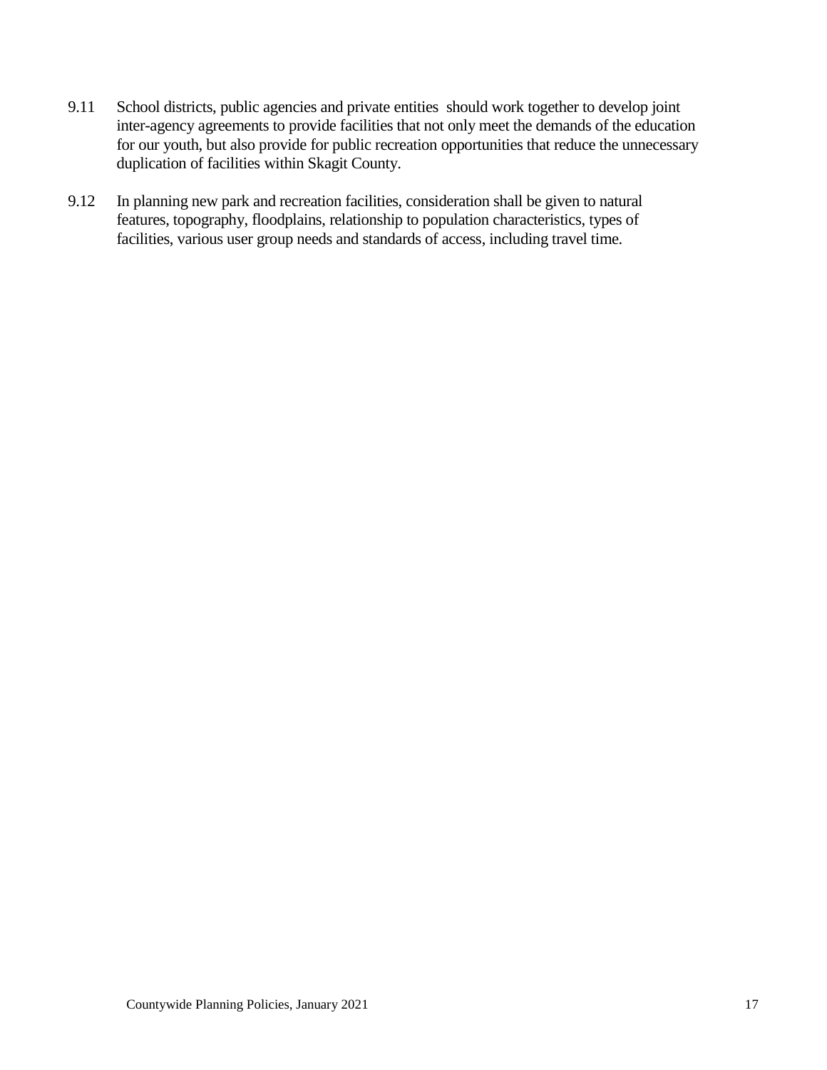9.11 School districts, public agencies and private entities should work together to develop joint inter-agency agreements to provide facilities that not only meet the demands of the education for our youth, but also provide for public recreation opportunities that reduce the unnecessary duplication of facilities within Skagit County.

9.12 In planning new park and recreation facilities, consideration shall be given to natural features, topography, floodplains, relationship to population characteristics, types of facilities, various user group needs and standards of access, including travel time.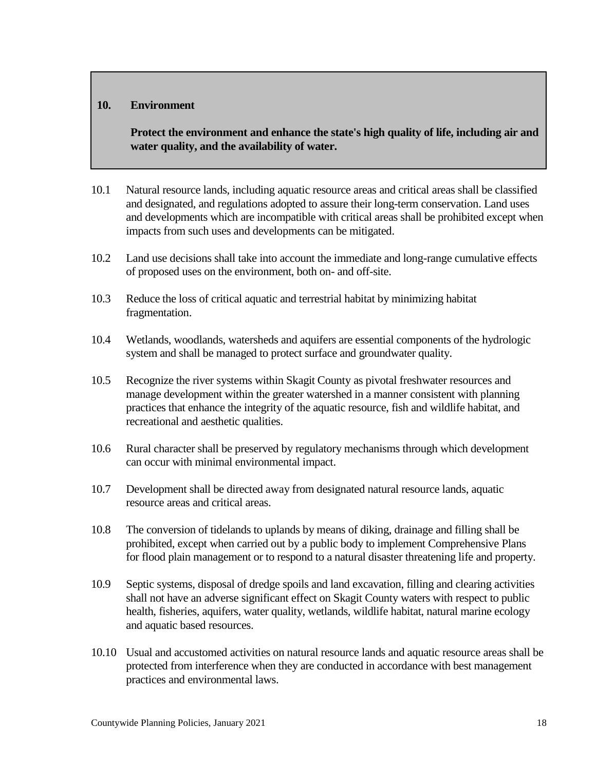## 10. Environment

**Protect the environment and enhance the state's high quality of life, including air and water quality, and the availability of water.**

10.1 Natural resource lands, including aquatic resource areas and critical areas shall be classified and designated, and regulations adopted to assure their long-term conservation. Land uses and developments which are incompatible with critical areas shall be prohibited except when impacts from such uses and developments can be mitigated.

10.2 Land use decisions shall take into account the immediate and long-range cumulative effects of proposed uses on the environment, both on- and off-site.

10.3 Reduce the loss of critical aquatic and terrestrial habitat by minimizing habitat fragmentation.

10.4 Wetlands, woodlands, watersheds and aquifers are essential components of the hydrologic system and shall be managed to protect surface and groundwater quality.

10.5 Recognize the river systems within Skagit County as pivotal freshwater resources and manage development within the greater watershed in a manner consistent with planning practices that enhance the integrity of the aquatic resource, fish and wildlife habitat, and recreational and aesthetic qualities.

10.6 Rural character shall be preserved by regulatory mechanisms through which development can occur with minimal environmental impact.

10.7 Development shall be directed away from designated natural resource lands, aquatic resource areas and critical areas.

10.8 The conversion of tidelands to uplands by means of diking, drainage and filling shall be prohibited, except when carried out by a public body to implement Comprehensive Plans for flood plain management or to respond to a natural disaster threatening life and property.

10.9 Septic systems, disposal of dredge spoils and land excavation, filling and clearing activities shall not have an adverse significant effect on Skagit County waters with respect to public health, fisheries, aquifers, water quality, wetlands, wildlife habitat, natural marine ecology and aquatic based resources.

10.10 Usual and accustomed activities on natural resource lands and aquatic resource areas shall be protected from interference when they are conducted in accordance with best management practices and environmental laws.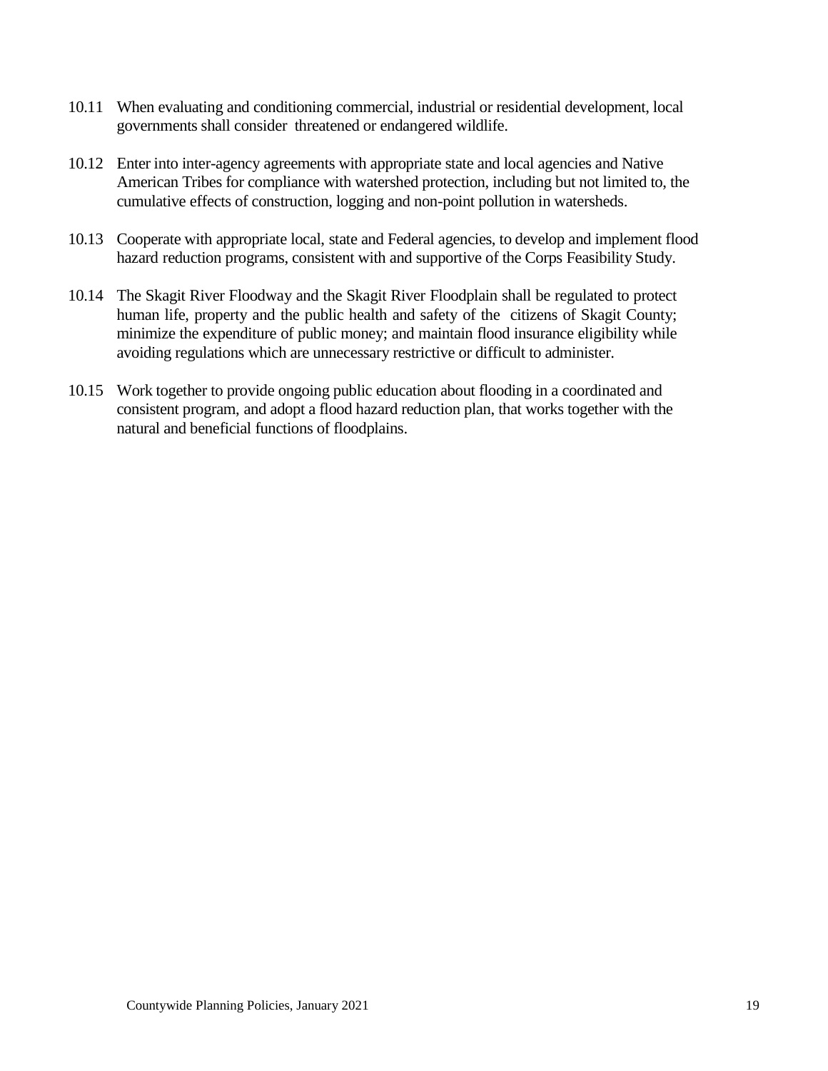10.11 When evaluating and conditioning commercial, industrial or residential development, local governments shall consider threatened or endangered wildlife.

10.12 Enter into inter-agency agreements with appropriate state and local agencies and Native American Tribes for compliance with watershed protection, including but not limited to, the cumulative effects of construction, logging and non-point pollution in watersheds.

10.13 Cooperate with appropriate local, state and Federal agencies, to develop and implement flood hazard reduction programs, consistent with and supportive of the Corps Feasibility Study.

10.14 The Skagit River Floodway and the Skagit River Floodplain shall be regulated to protect human life, property and the public health and safety of the citizens of Skagit County; minimize the expenditure of public money; and maintain flood insurance eligibility while avoiding regulations which are unnecessary restrictive or difficult to administer.

10.15 Work together to provide ongoing public education about flooding in a coordinated and consistent program, and adopt a flood hazard reduction plan, that works together with the natural and beneficial functions of floodplains.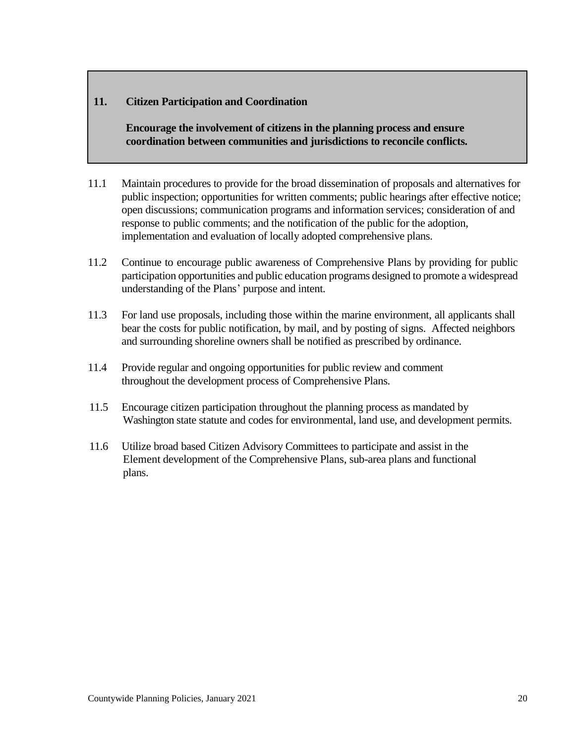## 11. Citizen Participation and Coordination

**Encourage the involvement of citizens in the planning process and ensure coordination between communities and jurisdictions to reconcile conflicts.**

11.1 Maintain procedures to provide for the broad dissemination of proposals and alternatives for public inspection; opportunities for written comments; public hearings after effective notice; open discussions; communication programs and information services; consideration of and response to public comments; and the notification of the public for the adoption, implementation and evaluation of locally adopted comprehensive plans.

11.2 Continue to encourage public awareness of Comprehensive Plans by providing for public participation opportunities and public education programs designed to promote a widespread understanding of the Plans' purpose and intent.

11.3 For land use proposals, including those within the marine environment, all applicants shall bear the costs for public notification, by mail, and by posting of signs. Affected neighbors and surrounding shoreline owners shall be notified as prescribed by ordinance.

11.4 Provide regular and ongoing opportunities for public review and comment throughout the development process of Comprehensive Plans.

11.5 Encourage citizen participation throughout the planning process as mandated by Washington state statute and codes for environmental, land use, and development permits.

11.6 Utilize broad based Citizen Advisory Committees to participate and assist in the Element development of the Comprehensive Plans, sub-area plans and functional plans.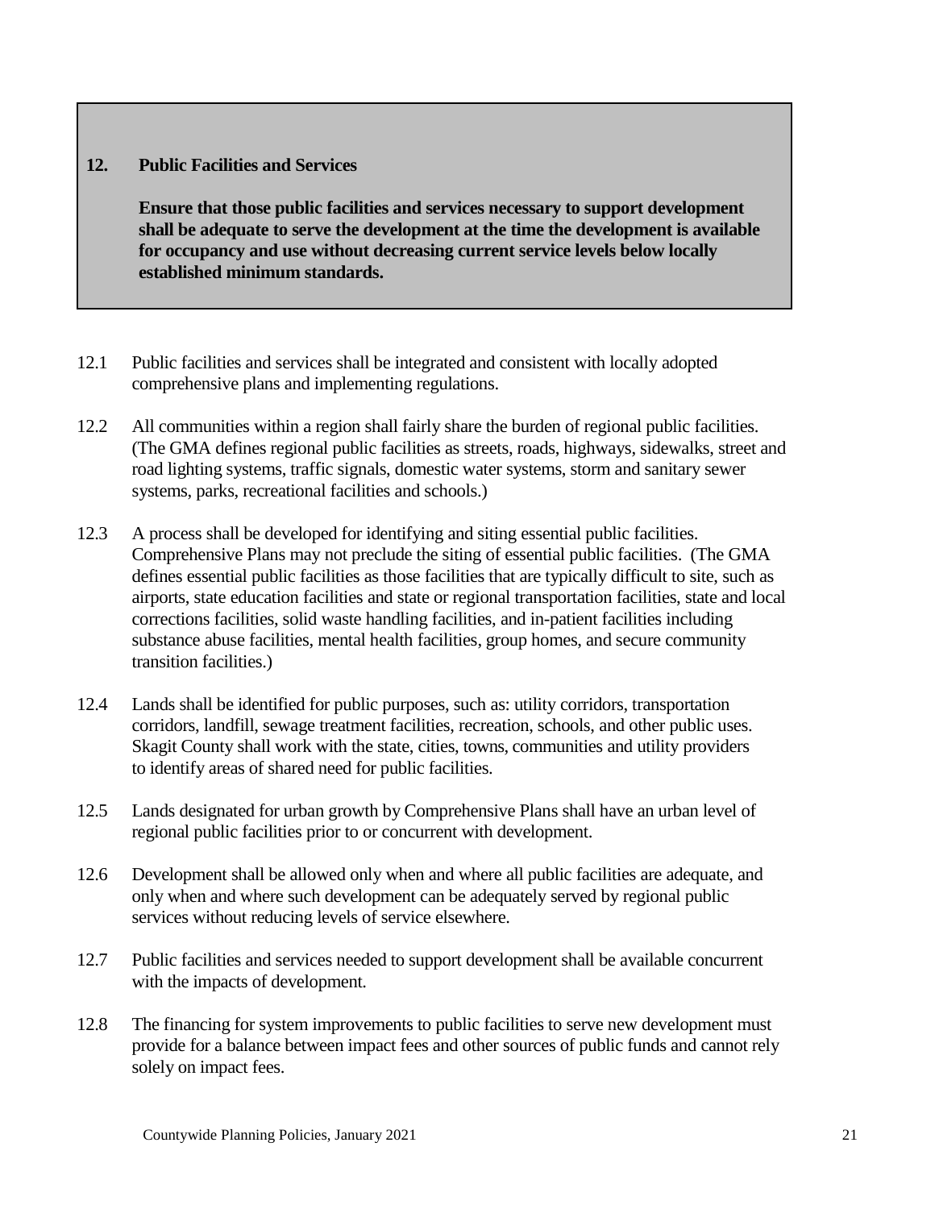## 12. Public Facilities and Services

**Ensure that those public facilities and services necessary to support development shall be adequate to serve the development at the time the development is available for occupancy and use without decreasing current service levels below locally established minimum standards.**

12.1 Public facilities and services shall be integrated and consistent with locally adopted comprehensive plans and implementing regulations.

12.2 All communities within a region shall fairly share the burden of regional public facilities. (The GMA defines regional public facilities as streets, roads, highways, sidewalks, street and road lighting systems, traffic signals, domestic water systems, storm and sanitary sewer systems, parks, recreational facilities and schools.)

12.3 A process shall be developed for identifying and siting essential public facilities. Comprehensive Plans may not preclude the siting of essential public facilities. (The GMA defines essential public facilities as those facilities that are typically difficult to site, such as airports, state education facilities and state or regional transportation facilities, state and local corrections facilities, solid waste handling facilities, and in-patient facilities including substance abuse facilities, mental health facilities, group homes, and secure community transition facilities.)

12.4 Lands shall be identified for public purposes, such as: utility corridors, transportation corridors, landfill, sewage treatment facilities, recreation, schools, and other public uses. Skagit County shall work with the state, cities, towns, communities and utility providers to identify areas of shared need for public facilities.

12.5 Lands designated for urban growth by Comprehensive Plans shall have an urban level of regional public facilities prior to or concurrent with development.

12.6 Development shall be allowed only when and where all public facilities are adequate, and only when and where such development can be adequately served by regional public services without reducing levels of service elsewhere.

12.7 Public facilities and services needed to support development shall be available concurrent with the impacts of development.

12.8 The financing for system improvements to public facilities to serve new development must provide for a balance between impact fees and other sources of public funds and cannot rely solely on impact fees.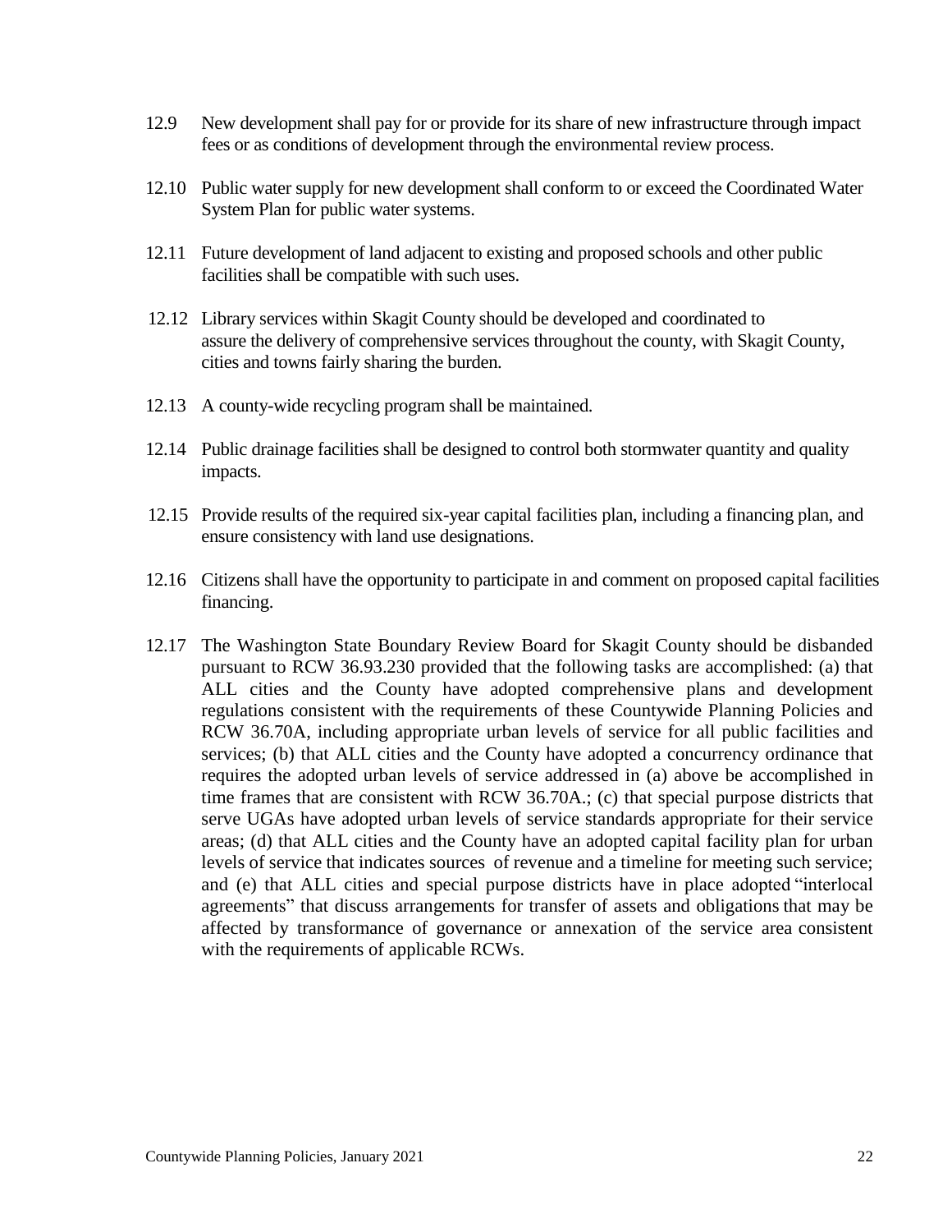12.9 New development shall pay for or provide for its share of new infrastructure through impact fees or as conditions of development through the environmental review process.

12.10 Public water supply for new development shall conform to or exceed the Coordinated Water System Plan for public water systems.

12.11 Future development of land adjacent to existing and proposed schools and other public facilities shall be compatible with such uses.

12.12 Library services within Skagit County should be developed and coordinated to assure the delivery of comprehensive services throughout the county, with Skagit County, cities and towns fairly sharing the burden.

12.13 A county-wide recycling program shall be maintained.

12.14 Public drainage facilities shall be designed to control both stormwater quantity and quality impacts.

12.15 Provide results of the required six-year capital facilities plan, including a financing plan, and ensure consistency with land use designations.

12.16 Citizens shall have the opportunity to participate in and comment on proposed capital facilities financing.

12.17 The Washington State Boundary Review Board for Skagit County should be disbanded pursuant to RCW 36.93.230 provided that the following tasks are accomplished: (a) that ALL cities and the County have adopted comprehensive plans and development regulations consistent with the requirements of these Countywide Planning Policies and RCW 36.70A, including appropriate urban levels of service for all public facilities and services; (b) that ALL cities and the County have adopted a concurrency ordinance that requires the adopted urban levels of service addressed in (a) above be accomplished in time frames that are consistent with RCW 36.70A.; (c) that special purpose districts that serve UGAs have adopted urban levels of service standards appropriate for their service areas; (d) that ALL cities and the County have an adopted capital facility plan for urban levels of service that indicates sources of revenue and a timeline for meeting such service; and (e) that ALL cities and special purpose districts have in place adopted "interlocal agreements" that discuss arrangements for transfer of assets and obligations that may be affected by transformance of governance or annexation of the service area consistent with the requirements of applicable RCWs.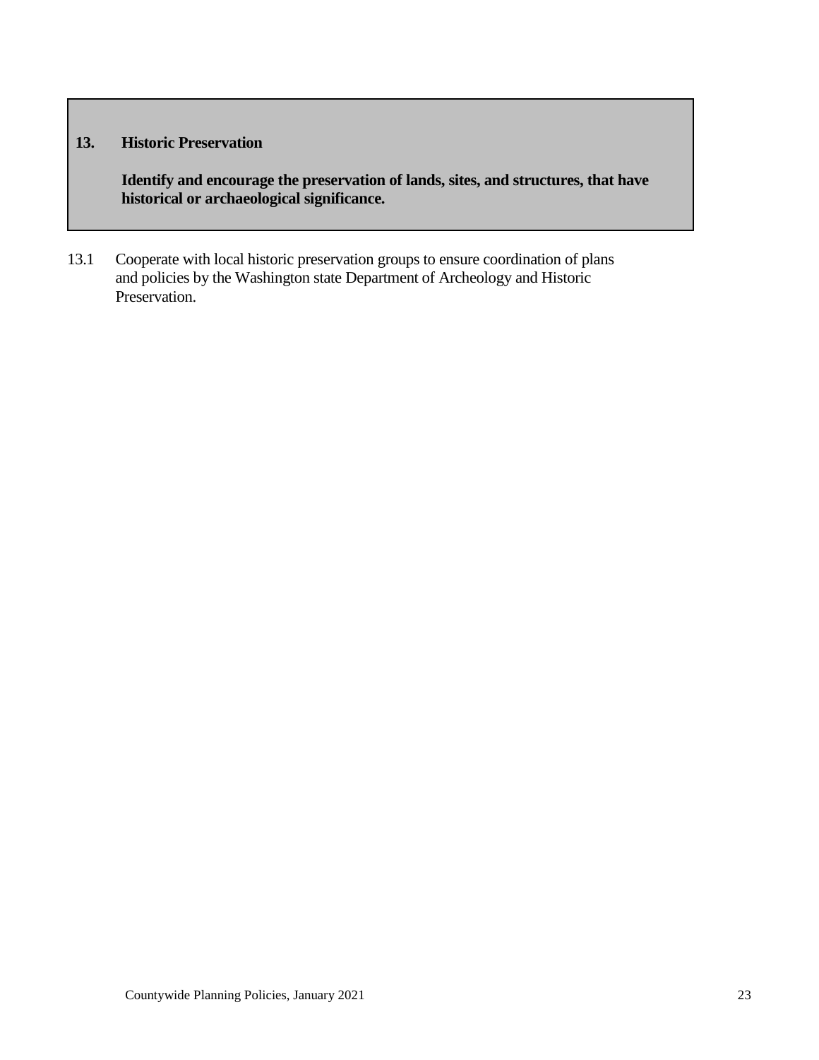## 13. Historic Preservation

**Identify and encourage the preservation of lands, sites, and structures, that have historical or archaeological significance.**

13.1 Cooperate with local historic preservation groups to ensure coordination of plans and policies by the Washington state Department of Archeology and Historic Preservation.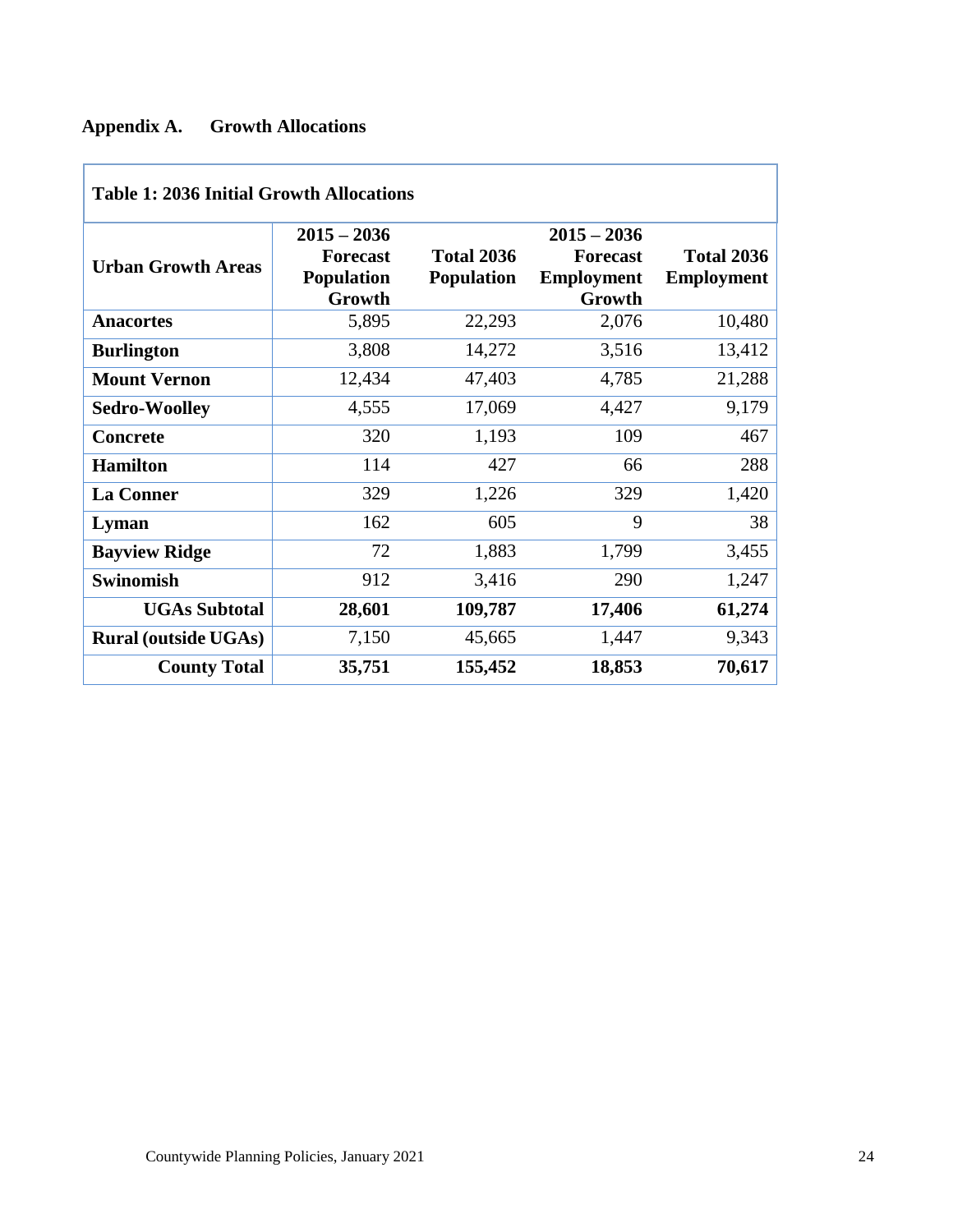## Appendix A. Growth Allocations

**Table 1: 2036 Initial Growth Allocations**

| Urban Growth Areas | 2015 – 2036 Forecast Population Growth | Total 2036 Population | 2015 – 2036 Forecast Employment Growth | Total 2036 Employment |
|---|---|---|---|---|
| **Anacortes** | 5,895 | 22,293 | 2,076 | 10,480 |
| **Burlington** | 3,808 | 14,272 | 3,516 | 13,412 |
| **Mount Vernon** | 12,434 | 47,403 | 4,785 | 21,288 |
| **Sedro-Woolley** | 4,555 | 17,069 | 4,427 | 9,179 |
| **Concrete** | 320 | 1,193 | 109 | 467 |
| **Hamilton** | 114 | 427 | 66 | 288 |
| **La Conner** | 329 | 1,226 | 329 | 1,420 |
| **Lyman** | 162 | 605 | 9 | 38 |
| **Bayview Ridge** | 72 | 1,883 | 1,799 | 3,455 |
| **Swinomish** | 912 | 3,416 | 290 | 1,247 |
| **UGAs Subtotal** | **28,601** | **109,787** | **17,406** | **61,274** |
| **Rural (outside UGAs)** | 7,150 | 45,665 | 1,447 | 9,343 |
| **County Total** | **35,751** | **155,452** | **18,853** | **70,617** |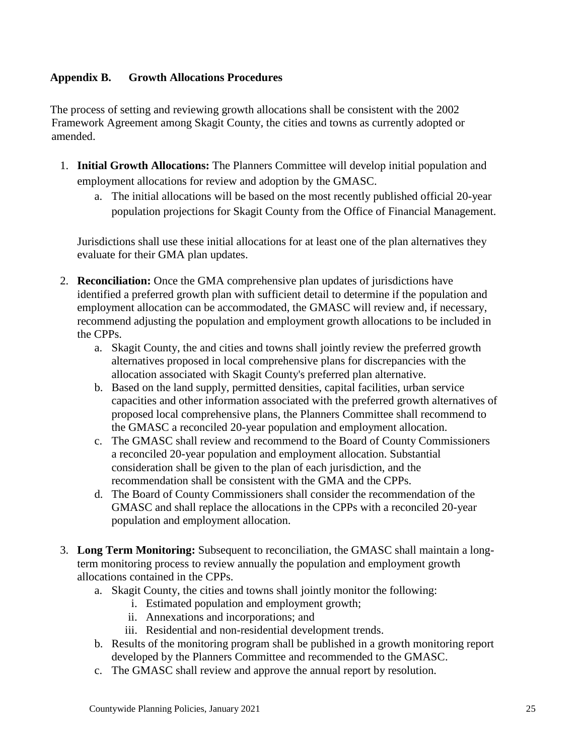## Appendix B. Growth Allocations Procedures

The process of setting and reviewing growth allocations shall be consistent with the 2002 Framework Agreement among Skagit County, the cities and towns as currently adopted or amended.

1. **Initial Growth Allocations:** The Planners Committee will develop initial population and employment allocations for review and adoption by the GMASC.
   a. The initial allocations will be based on the most recently published official 20-year population projections for Skagit County from the Office of Financial Management.

   Jurisdictions shall use these initial allocations for at least one of the plan alternatives they evaluate for their GMA plan updates.

2. **Reconciliation:** Once the GMA comprehensive plan updates of jurisdictions have identified a preferred growth plan with sufficient detail to determine if the population and employment allocation can be accommodated, the GMASC will review and, if necessary, recommend adjusting the population and employment growth allocations to be included in the CPPs.
   a. Skagit County, the and cities and towns shall jointly review the preferred growth alternatives proposed in local comprehensive plans for discrepancies with the allocation associated with Skagit County's preferred plan alternative.
   b. Based on the land supply, permitted densities, capital facilities, urban service capacities and other information associated with the preferred growth alternatives of proposed local comprehensive plans, the Planners Committee shall recommend to the GMASC a reconciled 20-year population and employment allocation.
   c. The GMASC shall review and recommend to the Board of County Commissioners a reconciled 20-year population and employment allocation. Substantial consideration shall be given to the plan of each jurisdiction, and the recommendation shall be consistent with the GMA and the CPPs.
   d. The Board of County Commissioners shall consider the recommendation of the GMASC and shall replace the allocations in the CPPs with a reconciled 20-year population and employment allocation.

3. **Long Term Monitoring:** Subsequent to reconciliation, the GMASC shall maintain a long-term monitoring process to review annually the population and employment growth allocations contained in the CPPs.
   a. Skagit County, the cities and towns shall jointly monitor the following:
      i. Estimated population and employment growth;
      ii. Annexations and incorporations; and
      iii. Residential and non-residential development trends.
   b. Results of the monitoring program shall be published in a growth monitoring report developed by the Planners Committee and recommended to the GMASC.
   c. The GMASC shall review and approve the annual report by resolution.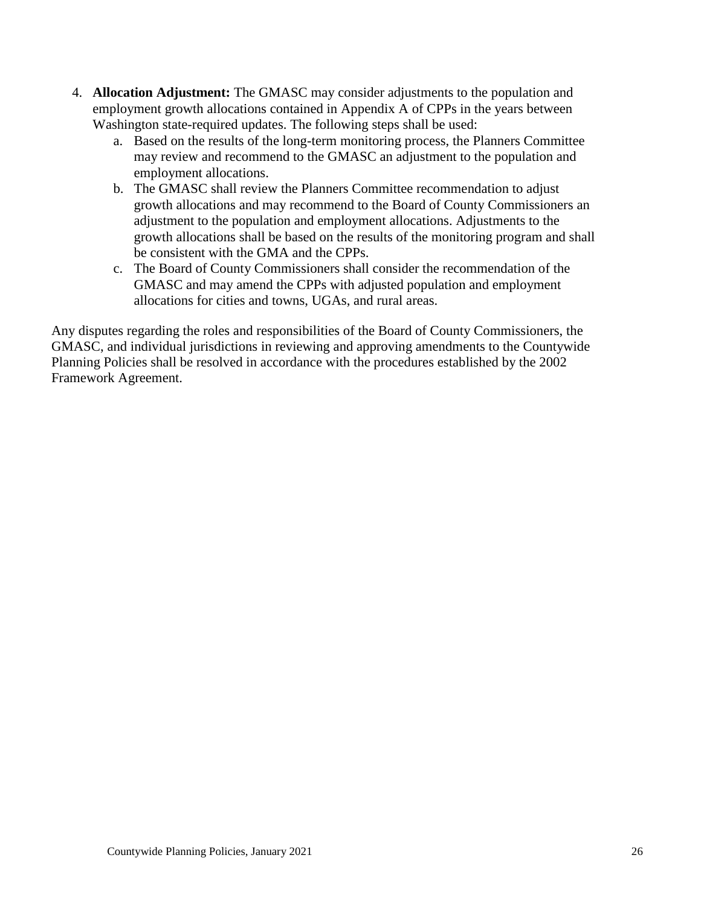4. **Allocation Adjustment:** The GMASC may consider adjustments to the population and employment growth allocations contained in Appendix A of CPPs in the years between Washington state-required updates. The following steps shall be used:
    a. Based on the results of the long-term monitoring process, the Planners Committee may review and recommend to the GMASC an adjustment to the population and employment allocations.
    b. The GMASC shall review the Planners Committee recommendation to adjust growth allocations and may recommend to the Board of County Commissioners an adjustment to the population and employment allocations. Adjustments to the growth allocations shall be based on the results of the monitoring program and shall be consistent with the GMA and the CPPs.
    c. The Board of County Commissioners shall consider the recommendation of the GMASC and may amend the CPPs with adjusted population and employment allocations for cities and towns, UGAs, and rural areas.

Any disputes regarding the roles and responsibilities of the Board of County Commissioners, the GMASC, and individual jurisdictions in reviewing and approving amendments to the Countywide Planning Policies shall be resolved in accordance with the procedures established by the 2002 Framework Agreement.